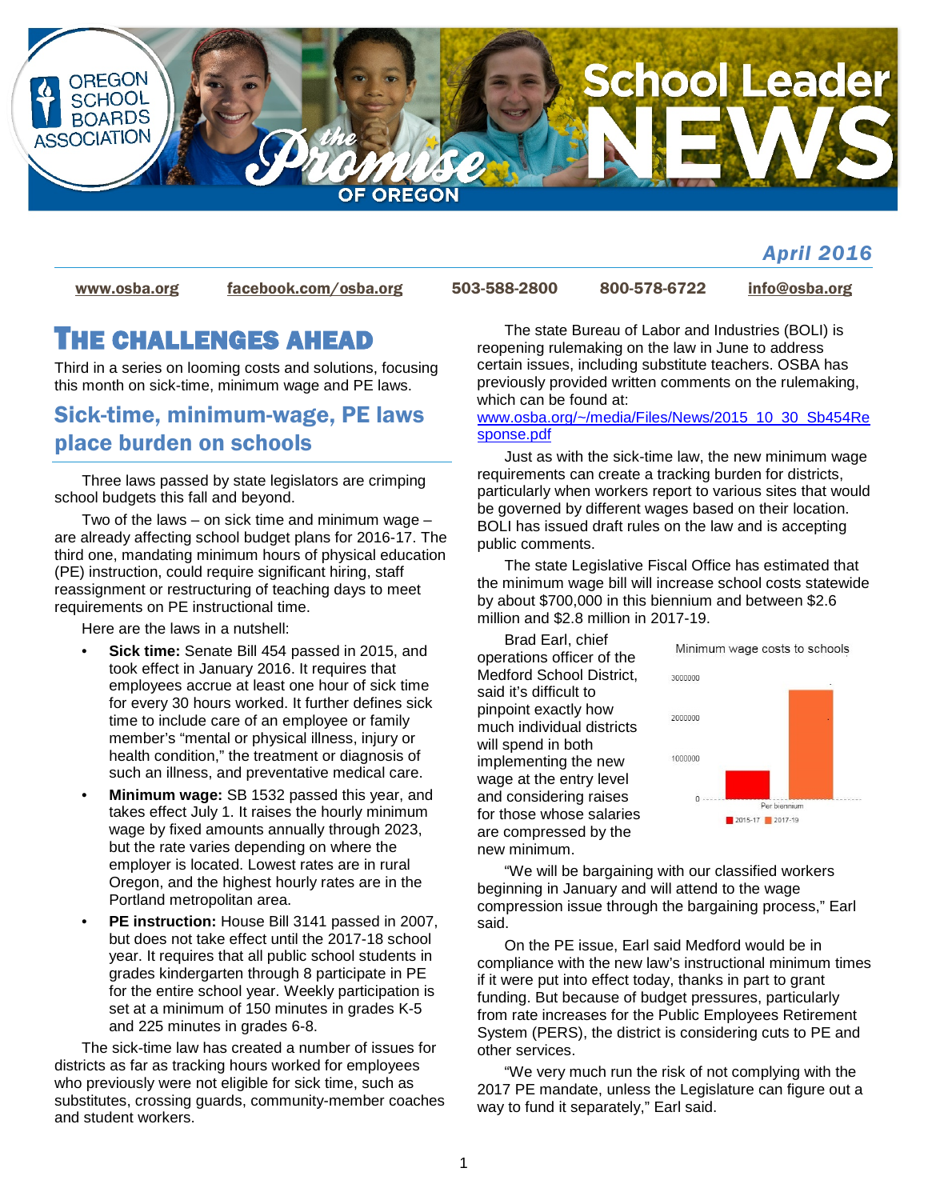# School Leader NEWS

*April 2016*

www.osba.org | facebook.com/osba.org | 503-588-2800 | 800-578-6722 | info@osba.org

# THE CHALLENGES AHEAD

Third in a series on looming costs and solutions, focusing this month on sick-time, minimum wage and PE laws.

## Sick-time, minimum-wage, PE laws place burden on schools

Three laws passed by state legislators are crimping school budgets this fall and beyond.

Two of the laws – on sick time and minimum wage – are already affecting school budget plans for 2016-17. The third one, mandating minimum hours of physical education (PE) instruction, could require significant hiring, staff reassignment or restructuring of teaching days to meet requirements on PE instructional time.

Here are the laws in a nutshell:

- **Sick time:** Senate Bill 454 passed in 2015, and took effect in January 2016. It requires that employees accrue at least one hour of sick time for every 30 hours worked. It further defines sick time to include care of an employee or family member's "mental or physical illness, injury or health condition," the treatment or diagnosis of such an illness, and preventative medical care.
- **Minimum wage:** SB 1532 passed this year, and takes effect July 1. It raises the hourly minimum wage by fixed amounts annually through 2023, but the rate varies depending on where the employer is located. Lowest rates are in rural Oregon, and the highest hourly rates are in the Portland metropolitan area.
- **PE instruction:** House Bill 3141 passed in 2007, but does not take effect until the 2017-18 school year. It requires that all public school students in grades kindergarten through 8 participate in PE for the entire school year. Weekly participation is set at a minimum of 150 minutes in grades K-5 and 225 minutes in grades 6-8.

The sick-time law has created a number of issues for districts as far as tracking hours worked for employees who previously were not eligible for sick time, such as substitutes, crossing guards, community-member coaches and student workers.

The state Bureau of Labor and Industries (BOLI) is reopening rulemaking on the law in June to address certain issues, including substitute teachers. OSBA has previously provided written comments on the rulemaking, which can be found at: www.osba.org/~/media/Files/News/2015_10_30_Sb454Response.pdf

Just as with the sick-time law, the new minimum wage requirements can create a tracking burden for districts, particularly when workers report to various sites that would be governed by different wages based on their location. BOLI has issued draft rules on the law and is accepting public comments.

The Legislative Fiscal Office has estimated that the minimum wage bill will increase school costs statewide by about $700,000 in this biennium and between $2.6 million and $2.8 million in 2017-19.

Minimum wage costs to schools

| Per biennium | Cost |
|---|---|
| 2015-17 | ~700,000 |
| 2017-19 | ~2,700,000 |

Brad Earl, chief operations officer of the Medford School District, said it's difficult to pinpoint exactly how much individual districts will spend in both implementing the new wage at the entry level and considering raises for those whose salaries are compressed by the new minimum.

"We will be bargaining with our classified workers beginning in January and will attend to the wage compression issue through the bargaining process," Earl said.

On the PE issue, Earl said Medford would be in compliance with the new law's instructional minimum times if it were put into effect today, thanks in part to grant funding. But because of budget pressures, particularly from rate increases for the Public Employees Retirement System (PERS), the district is considering cuts to PE and other services.

"We very much run the risk of not complying with the 2017 PE mandate, unless the Legislature can figure out a way to fund it separately," Earl said.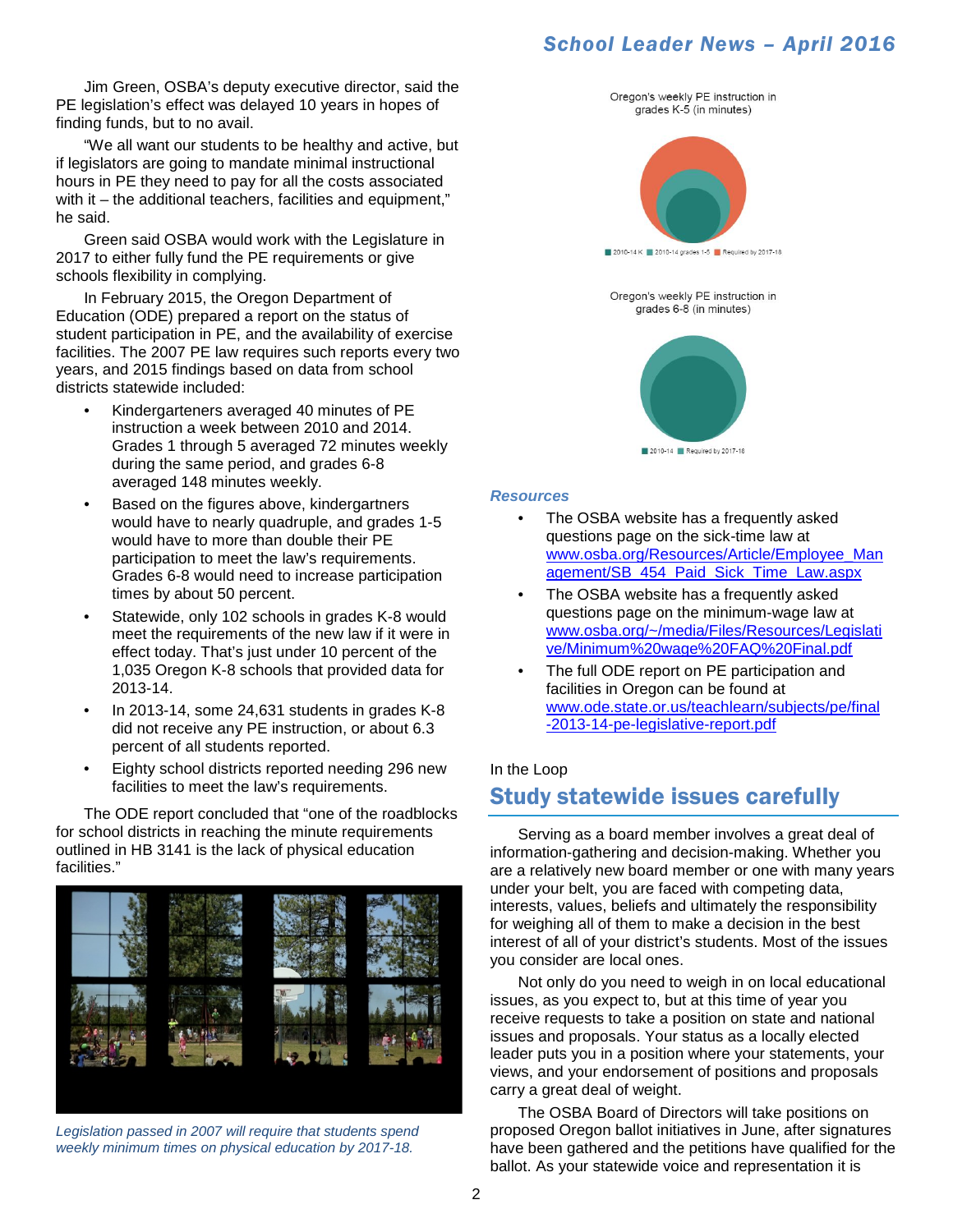Jim Green, OSBA's deputy executive director, said the PE legislation's effect was delayed 10 years in hopes of finding funds, but to no avail.

"We all want our students to be healthy and active, but if legislators are going to mandate minimal instructional hours in PE they need to pay for all the costs associated with it – the additional teachers, facilities and equipment," he said.

Green said OSBA would work with the Legislature in 2017 to either fully fund the PE requirements or give schools flexibility in complying.

In February 2015, the Oregon Department of Education (ODE) prepared a report on the status of student participation in PE, and the availability of exercise facilities. The 2007 PE law requires such reports every two years, and 2015 findings based on data from school districts statewide included:

- Kindergarteners averaged 40 minutes of PE instruction a week between 2010 and 2014. Grades 1 through 5 averaged 72 minutes weekly during the same period, and grades 6-8 averaged 148 minutes weekly.
- Based on the figures above, kindergartners would have to nearly quadruple, and grades 1-5 would have to more than double their PE participation to meet the law's requirements. Grades 6-8 would need to increase participation times by about 50 percent.
- Statewide, only 102 schools in grades K-8 would meet the requirements of the new law if it were in effect today. That's just under 10 percent of the 1,035 Oregon K-8 schools that provided data for 2013-14.
- In 2013-14, some 24,631 students in grades K-8 did not receive any PE instruction, or about 6.3 percent of all students reported.
- Eighty school districts reported needing 296 new facilities to meet the law's requirements.

The ODE report concluded that "one of the roadblocks for school districts in reaching the minute requirements outlined in HB 3141 is the lack of physical education facilities."

*Legislation passed in 2007 will require that students spend weekly minimum times on physical education by 2017-18.*

Oregon's weekly PE instruction in grades K-5 (in minutes)

2010-14 K | 2010-14 grades 1-5 | Required by 2017-18

Oregon's weekly PE instruction in grades 6-8 (in minutes)

2010-14 | Required by 2017-18

### *Resources*

- The OSBA website has a frequently asked questions page on the sick-time law at www.osba.org/Resources/Article/Employee_Management/SB_454_Paid_Sick_Time_Law.aspx
- The OSBA website has a frequently asked questions page on the minimum-wage law at www.osba.org/~/media/Files/Resources/Legislative/Minimum%20wage%20FAQ%20Final.pdf
- The full ODE report on PE participation and facilities in Oregon can be found at www.ode.state.or.us/teachlearn/subjects/pe/final-2013-14-pe-legislative-report.pdf

In the Loop

## Study statewide issues carefully

Serving as a board member involves a great deal of information-gathering and decision-making. Whether you are a relatively new board member or one with many years under your belt, you are faced with competing data, interests, values, beliefs and ultimately the responsibility for weighing all of them to make a decision in the best interest of all of your district's students. Most of the issues you consider are local ones.

Not only do you need to weigh in on local educational issues, as you expect to, but at this time of year you receive requests to take a position on state and national issues and proposals. Your status as a locally elected leader puts you in a position where your statements, your views, and your endorsement of positions and proposals carry a great deal of weight.

The OSBA Board of Directors will take positions on proposed Oregon ballot initiatives in June, after signatures have been gathered and the petitions have qualified for the ballot. As your statewide voice and representation it is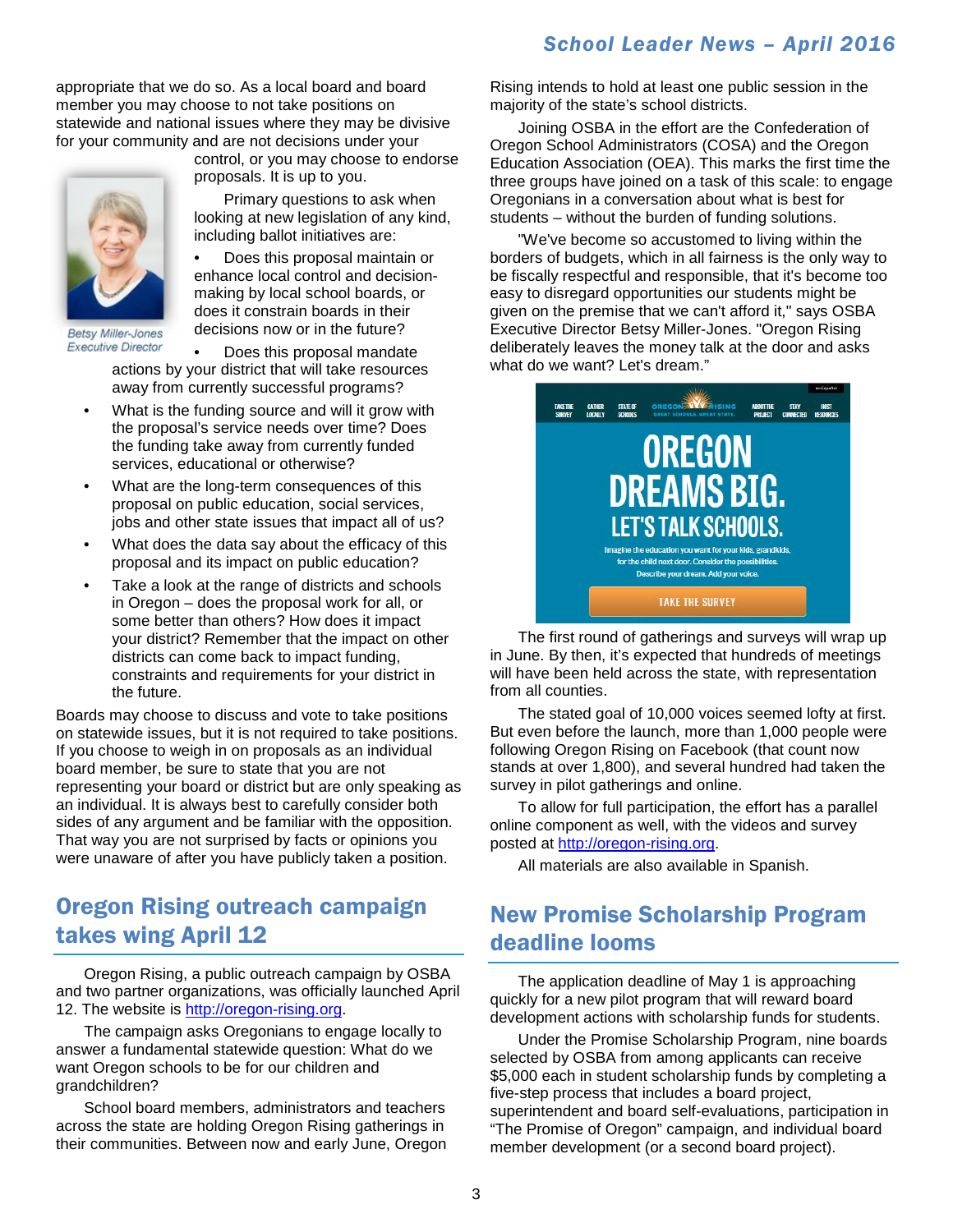appropriate that we do so. As a local board and board member you may choose to not take positions on statewide and national issues where they may be divisive for your community and are not decisions under your control, or you may choose to endorse proposals. It is up to you.

Betsy Miller-Jones
Executive Director

Primary questions to ask when looking at new legislation of any kind, including ballot initiatives are:

- Does this proposal maintain or enhance local control and decision-making by local school boards, or does it constrain boards in their decisions now or in the future?
- Does this proposal mandate actions by your district that will take resources away from currently successful programs?
- What is the funding source and will it grow with the proposal's service needs over time? Does the funding take away from currently funded services, educational or otherwise?
- What are the long-term consequences of this proposal on public education, social services, jobs and other state issues that impact all of us?
- What does the data say about the efficacy of this proposal and its impact on public education?
- Take a look at the range of districts and schools in Oregon – does the proposal work for all, or some better than others? How does it impact your district? Remember that the impact on other districts can come back to impact funding, constraints and requirements for your district in the future.

Boards may choose to discuss and vote to take positions on statewide issues, but it is not required to take positions. If you choose to weigh in on proposals as an individual board member, be sure to state that you are not representing your board or district but are only speaking as an individual. It is always best to carefully consider both sides of any argument and be familiar with the opposition. That way you are not surprised by facts or opinions you were unaware of after you have publicly taken a position.

## Oregon Rising outreach campaign takes wing April 12

Oregon Rising, a public outreach campaign by OSBA and two partner organizations, was officially launched April 12. The website is http://oregon-rising.org.

The campaign asks Oregonians to engage locally to answer a fundamental statewide question: What do we want Oregon schools to be for our children and grandchildren?

School board members, administrators and teachers across the state are holding Oregon Rising gatherings in their communities. Between now and early June, Oregon Rising intends to hold at least one public session in the majority of the state's school districts.

Joining OSBA in the effort are the Confederation of Oregon School Administrators (COSA) and the Oregon Education Association (OEA). This marks the first time the three groups have joined on a task of this scale: to engage Oregonians in a conversation about what is best for students – without the burden of funding solutions.

"We've become so accustomed to living within the borders of budgets, which in all fairness is the only way to be fiscally respectful and responsible, that it's become too easy to disregard opportunities our students might be given on the premise that we can't afford it," says OSBA Executive Director Betsy Miller-Jones. "Oregon Rising deliberately leaves the money talk at the door and asks what do we want? Let's dream."

TAKE THE SURVEY | GATHER LOCALLY | STATE OF SCHOOLS | OREGON RISING GREAT SCHOOLS, GREAT STATE. | ABOUT THE PROJECT | STAY CONNECTED | HOST RESOURCES

OREGON DREAMS BIG.
LET'S TALK SCHOOLS.

Imagine the education you want for your kids, grandkids, for the child next door. Consider the possibilities. Describe your dream. Add your voice.

TAKE THE SURVEY

The first round of gatherings and surveys will wrap up in June. By then, it's expected that hundreds of meetings will have been held across the state, with representation from all counties.

The stated goal of 10,000 voices seemed lofty at first. But even before the launch, more than 1,000 people were following Oregon Rising on Facebook (that count now stands at over 1,800), and several hundred had taken the survey in pilot gatherings and online.

To allow for full participation, the effort has a parallel online component as well, with the videos and survey posted at http://oregon-rising.org.

All materials are also available in Spanish.

## New Promise Scholarship Program deadline looms

The application deadline of May 1 is approaching quickly for a new pilot program that will reward board development actions with scholarship funds for students.

Under the Promise Scholarship Program, nine boards selected by OSBA from among applicants can receive $5,000 each in student scholarship funds by completing a five-step process that includes a board project, superintendent and board self-evaluations, participation in "The Promise of Oregon" campaign, and individual board member development (or a second board project).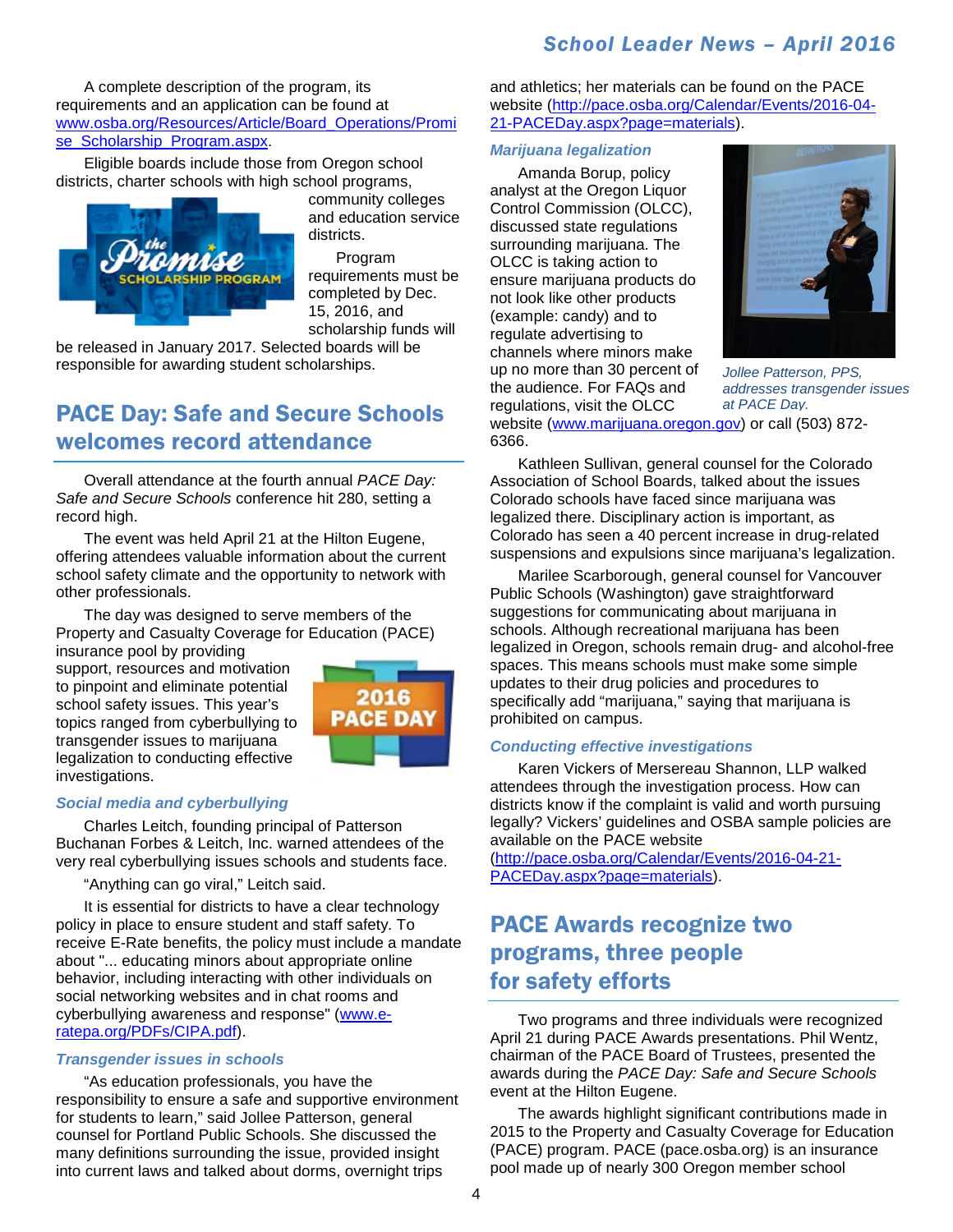A complete description of the program, its requirements and an application can be found at www.osba.org/Resources/Article/Board_Operations/Promise_Scholarship_Program.aspx.

Eligible boards include those from Oregon school districts, charter schools with high school programs, community colleges and education service districts.

Program requirements must be completed by Dec. 15, 2016, and scholarship funds will be released in January 2017. Selected boards will be responsible for awarding student scholarships.

## PACE Day: Safe and Secure Schools welcomes record attendance

Overall attendance at the fourth annual *PACE Day: Safe and Secure Schools* conference hit 280, setting a record high.

The event was held April 21 at the Hilton Eugene, offering attendees valuable information about the current school safety climate and the opportunity to network with other professionals.

The day was designed to serve members of the Property and Casualty Coverage for Education (PACE) insurance pool by providing support, resources and motivation to pinpoint and eliminate potential school safety issues. This year's topics ranged from cyberbullying to transgender issues to marijuana legalization to conducting effective investigations.

### *Social media and cyberbullying*

Charles Leitch, founding principal of Patterson Buchanan Forbes & Leitch, Inc. warned attendees of the very real cyberbullying issues schools and students face.

"Anything can go viral," Leitch said.

It is essential for districts to have a clear technology policy in place to ensure student and staff safety. To receive E-Rate benefits, the policy must include a mandate about "... educating minors about appropriate online behavior, including interacting with other individuals on social networking websites and in chat rooms and cyberbullying awareness and response" (www.e-ratepa.org/PDFs/CIPA.pdf).

### *Transgender issues in schools*

"As education professionals, you have the responsibility to ensure a safe and supportive environment for students to learn," said Jollee Patterson, general counsel for Portland Public Schools. She discussed the many definitions surrounding the issue, provided insight into current laws and talked about dorms, overnight trips and athletics; her materials can be found on the PACE website (http://pace.osba.org/Calendar/Events/2016-04-21-PACEDay.aspx?page=materials).

*Jollee Patterson, PPS, addresses transgender issues at PACE Day.*

### *Marijuana legalization*

Amanda Borup, policy analyst at the Oregon Liquor Control Commission (OLCC), discussed state regulations surrounding marijuana. The OLCC is taking action to ensure marijuana products do not look like other products (example: candy) and to regulate advertising to channels where minors make up no more than 30 percent of the audience. For FAQs and regulations, visit the OLCC website (www.marijuana.oregon.gov) or call (503) 872-6366.

Kathleen Sullivan, general counsel for the Colorado Association of School Boards, talked about the issues Colorado schools have faced since marijuana was legalized there. Disciplinary action is important, as Colorado has seen a 40 percent increase in drug-related suspensions and expulsions since marijuana's legalization.

Marilee Scarborough, general counsel for Vancouver Public Schools (Washington) gave straightforward suggestions for communicating about marijuana in schools. Although recreational marijuana has been legalized in Oregon, schools remain drug- and alcohol-free spaces. This means schools must make some simple updates to their drug policies and procedures to specifically add "marijuana," saying that marijuana is prohibited on campus.

### *Conducting effective investigations*

Karen Vickers of Mersereau Shannon, LLP walked attendees through the investigation process. How can districts know if the complaint is valid and worth pursuing legally? Vickers' guidelines and OSBA sample policies are available on the PACE website (http://pace.osba.org/Calendar/Events/2016-04-21-PACEDay.aspx?page=materials).

## PACE Awards recognize two programs, three people for safety efforts

Two programs and three individuals were recognized April 21 during PACE Awards presentations. Phil Wentz, chairman of the PACE Board of Trustees, presented the awards during the *PACE Day: Safe and Secure Schools* event at the Hilton Eugene.

The awards highlight significant contributions made in 2015 to the Property and Casualty Coverage for Education (PACE) program. PACE (pace.osba.org) is an insurance pool made up of nearly 300 Oregon member school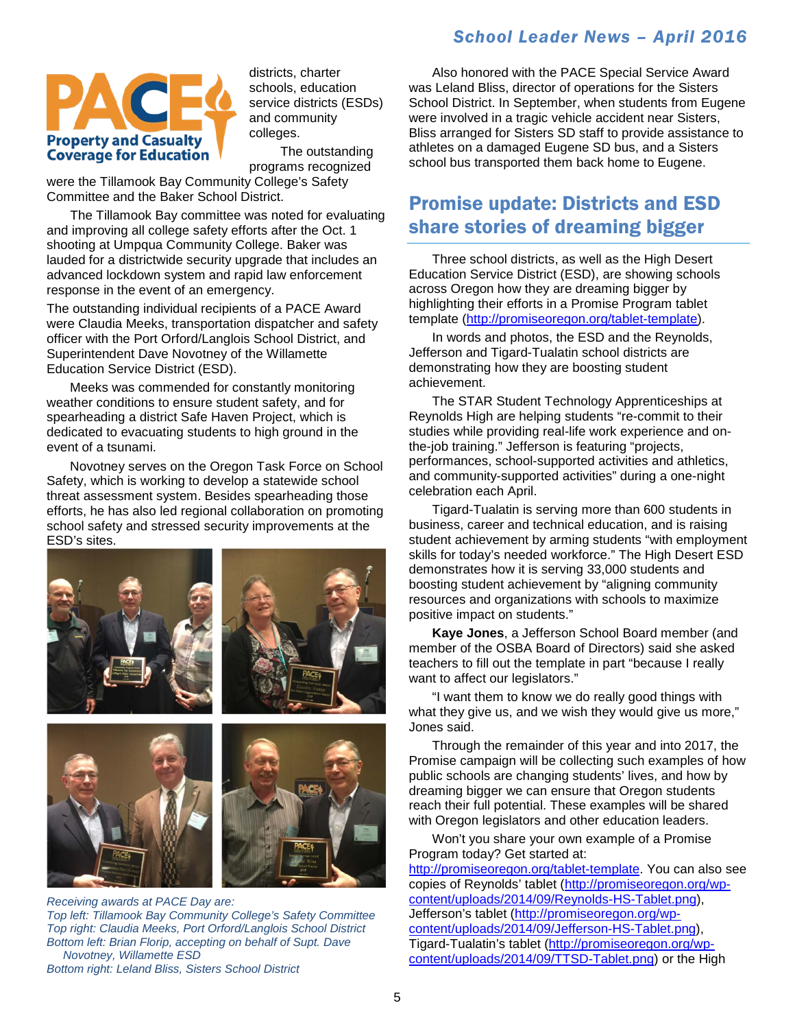districts, charter schools, education service districts (ESDs) and community colleges.

The outstanding programs recognized were the Tillamook Bay Community College's Safety Committee and the Baker School District.

The Tillamook Bay committee was noted for evaluating and improving all college safety efforts after the Oct. 1 shooting at Umpqua Community College. Baker was lauded for a districtwide security upgrade that includes an advanced lockdown system and rapid law enforcement response in the event of an emergency.

The outstanding individual recipients of a PACE Award were Claudia Meeks, transportation dispatcher and safety officer with the Port Orford/Langlois School District, and Superintendent Dave Novotney of the Willamette Education Service District (ESD).

Meeks was commended for constantly monitoring weather conditions to ensure student safety, and for spearheading a district Safe Haven Project, which is dedicated to evacuating students to high ground in the event of a tsunami.

Novotney serves on the Oregon Task Force on School Safety, which is working to develop a statewide school threat assessment system. Besides spearheading those efforts, he has also led regional collaboration on promoting school safety and stressed security improvements at the ESD's sites.

*Receiving awards at PACE Day are:*
*Top left: Tillamook Bay Community College's Safety Committee*
*Top right: Claudia Meeks, Port Orford/Langlois School District*
*Bottom left: Brian Florip, accepting on behalf of Supt. Dave Novotney, Willamette ESD*
*Bottom right: Leland Bliss, Sisters School District*

Also honored with the PACE Special Service Award was Leland Bliss, director of operations for the Sisters School District. In September, when students from Eugene were involved in a tragic vehicle accident near Sisters, Bliss arranged for Sisters SD staff to provide assistance to athletes on a damaged Eugene SD bus, and a Sisters school bus transported them back home to Eugene.

## Promise update: Districts and ESD share stories of dreaming bigger

Three school districts, as well as the High Desert Education Service District (ESD), are showing schools across Oregon how they are dreaming bigger by highlighting their efforts in a Promise Program tablet template (http://promiseoregon.org/tablet-template).

In words and photos, the ESD and the Reynolds, Jefferson and Tigard-Tualatin school districts are demonstrating how they are boosting student achievement.

The STAR Student Technology Apprenticeships at Reynolds High are helping students "re-commit to their studies while providing real-life work experience and on-the-job training." Jefferson is featuring "projects, performances, school-supported activities and athletics, and community-supported activities" during a one-night celebration each April.

Tigard-Tualatin is serving more than 600 students in business, career and technical education, and is raising student achievement by arming students "with employment skills for today's needed workforce." The High Desert ESD demonstrates how it is serving 33,000 students and boosting student achievement by "aligning community resources and organizations with schools to maximize positive impact on students."

**Kaye Jones**, a Jefferson School Board member (and member of the OSBA Board of Directors) said she asked teachers to fill out the template in part "because I really want to affect our legislators."

"I want them to know we do really good things with what they give us, and we wish they would give us more," Jones said.

Through the remainder of this year and into 2017, the Promise campaign will be collecting such examples of how public schools are changing students' lives, and how by dreaming bigger we can ensure that Oregon students reach their full potential. These examples will be shared with Oregon legislators and other education leaders.

Won't you share your own example of a Promise Program today? Get started at: http://promiseoregon.org/tablet-template. You can also see copies of Reynolds' tablet (http://promiseoregon.org/wp-content/uploads/2014/09/Reynolds-HS-Tablet.png), Jefferson's tablet (http://promiseoregon.org/wp-content/uploads/2014/09/Jefferson-HS-Tablet.png), Tigard-Tualatin's tablet (http://promiseoregon.org/wp-content/uploads/2014/09/TTSD-Tablet.png) or the High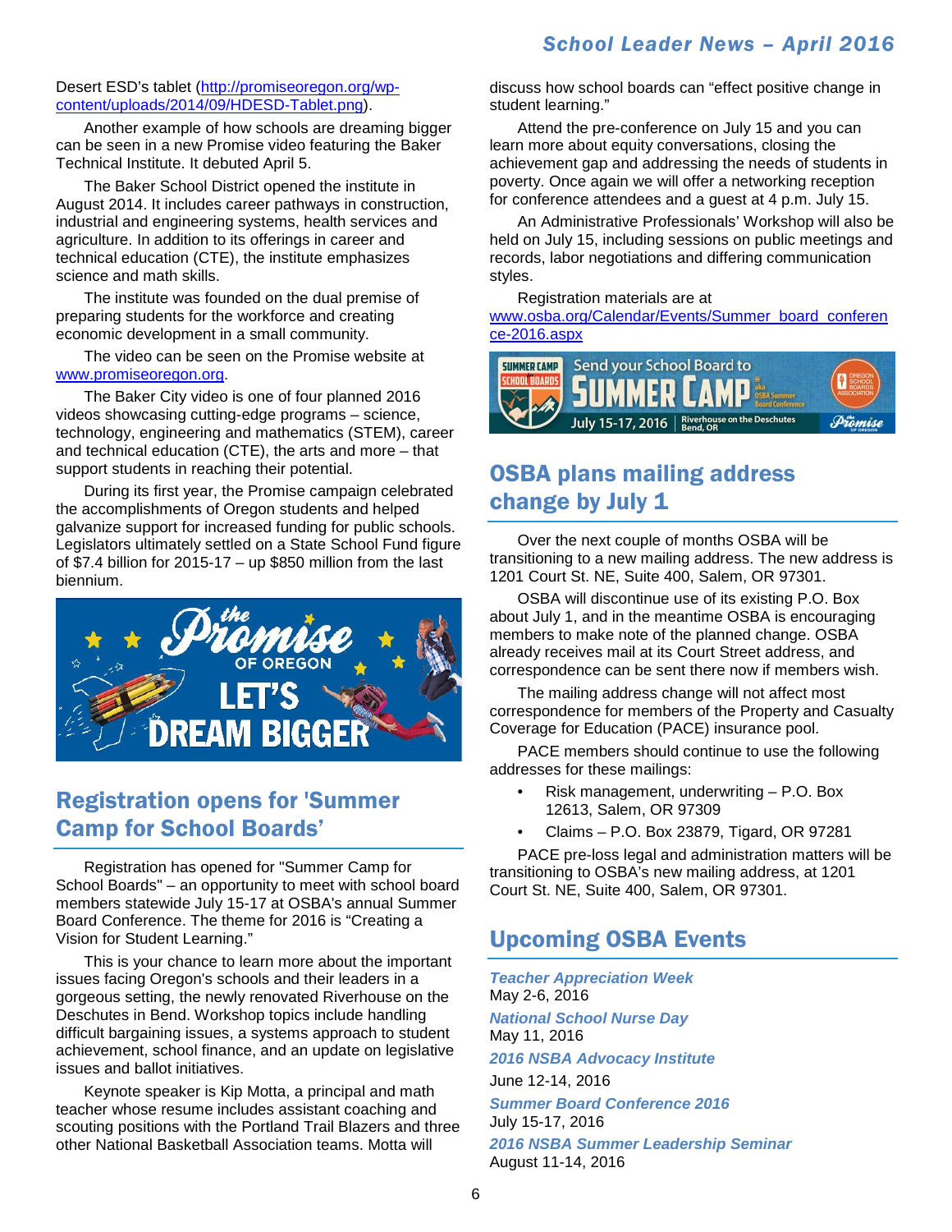Desert ESD's tablet (http://promiseoregon.org/wp-content/uploads/2014/09/HDESD-Tablet.png).

Another example of how schools are dreaming bigger can be seen in a new Promise video featuring the Baker Technical Institute. It debuted April 5.

The Baker School District opened the institute in August 2014. It includes career pathways in construction, industrial and engineering systems, health services and agriculture. In addition to its offerings in career and technical education (CTE), the institute emphasizes science and math skills.

The institute was founded on the dual premise of preparing students for the workforce and creating economic development in a small community.

The video can be seen on the Promise website at www.promiseoregon.org.

The Baker City video is one of four planned 2016 videos showcasing cutting-edge programs – science, technology, engineering and mathematics (STEM), career and technical education (CTE), the arts and more – that support students in reaching their potential.

During its first year, the Promise campaign celebrated the accomplishments of Oregon students and helped galvanize support for increased funding for public schools. Legislators ultimately settled on a State School Fund figure of $7.4 billion for 2015-17 – up $850 million from the last biennium.

## Registration opens for 'Summer Camp for School Boards'

Registration has opened for "Summer Camp for School Boards" – an opportunity to meet with school board members statewide July 15-17 at OSBA's annual Summer Board Conference. The theme for 2016 is "Creating a Vision for Student Learning."

This is your chance to learn more about the important issues facing Oregon's schools and their leaders in a gorgeous setting, the newly renovated Riverhouse on the Deschutes in Bend. Workshop topics include handling difficult bargaining issues, a systems approach to student achievement, school finance, and an update on legislative issues and ballot initiatives.

Keynote speaker is Kip Motta, a principal and math teacher whose resume includes assistant coaching and scouting positions with the Portland Trail Blazers and three other National Basketball Association teams. Motta will discuss how school boards can "effect positive change in student learning."

Attend the pre-conference on July 15 and you can learn more about equity conversations, closing the achievement gap and addressing the needs of students in poverty. Once again we will offer a networking reception for conference attendees and a guest at 4 p.m. July 15.

An Administrative Professionals' Workshop will also be held on July 15, including sessions on public meetings and records, labor negotiations and differing communication styles.

Registration materials are at www.osba.org/Calendar/Events/Summer_board_conference-2016.aspx

## OSBA plans mailing address change by July 1

Over the next couple of months OSBA will be transitioning to a new mailing address. The new address is 1201 Court St. NE, Suite 400, Salem, OR 97301.

OSBA will discontinue use of its existing P.O. Box about July 1, and in the meantime OSBA is encouraging members to make note of the planned change. OSBA already receives mail at its Court Street address, and correspondence can be sent there now if members wish.

The mailing address change will not affect most correspondence for members of the Property and Casualty Coverage for Education (PACE) insurance pool.

PACE members should continue to use the following addresses for these mailings:

- Risk management, underwriting – P.O. Box 12613, Salem, OR 97309
- Claims – P.O. Box 23879, Tigard, OR 97281

PACE pre-loss legal and administration matters will be transitioning to OSBA's new mailing address, at 1201 Court St. NE, Suite 400, Salem, OR 97301.

## Upcoming OSBA Events

***Teacher Appreciation Week***
May 2-6, 2016

***National School Nurse Day***
May 11, 2016

***2016 NSBA Advocacy Institute***
June 12-14, 2016

***Summer Board Conference 2016***
July 15-17, 2016

***2016 NSBA Summer Leadership Seminar***
August 11-14, 2016